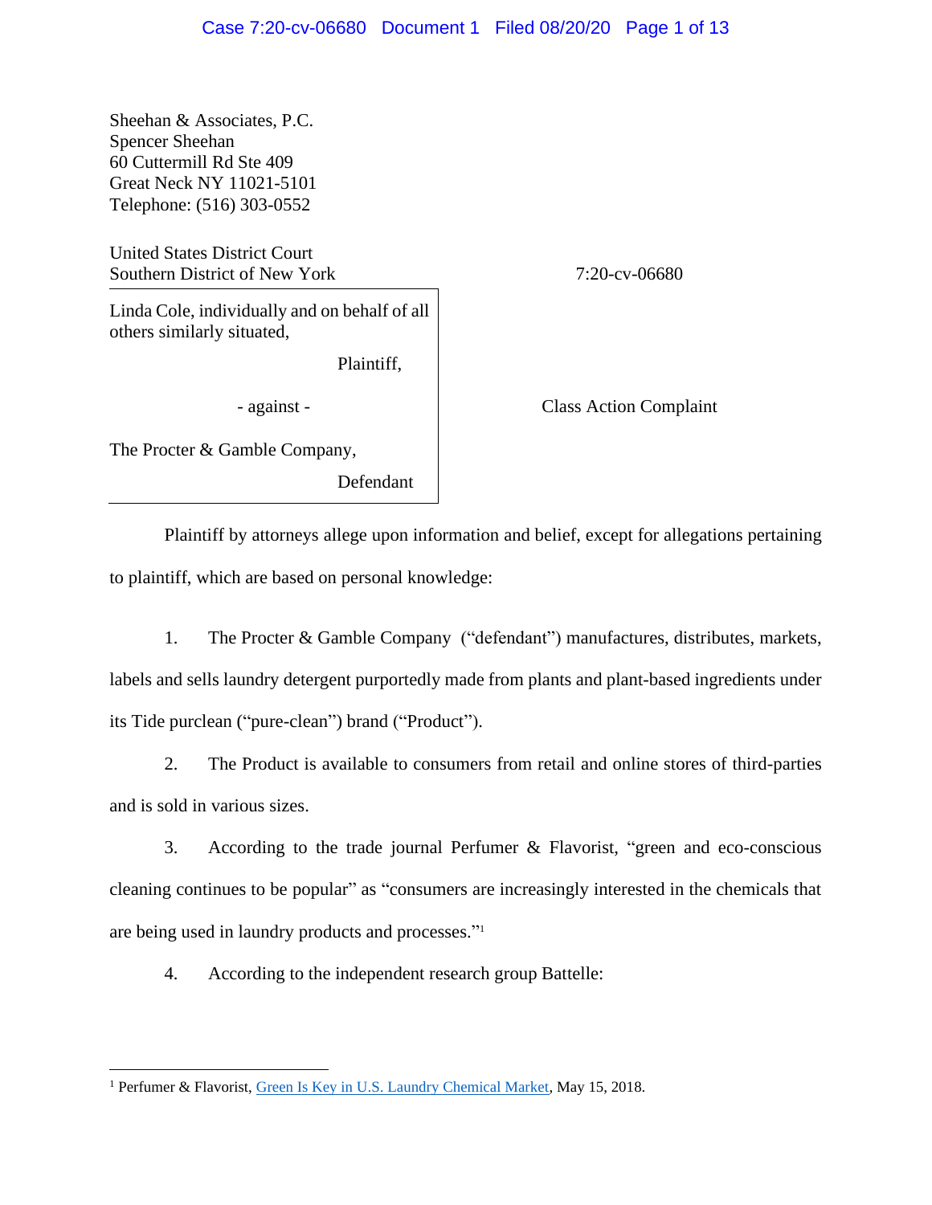Sheehan & Associates, P.C.
Spencer Sheehan
60 Cuttermill Rd Ste 409
Great Neck NY 11021-5101
Telephone: (516) 303-0552

United States District Court
Southern District of New York

7:20-cv-06680

Linda Cole, individually and on behalf of all others similarly situated,

Plaintiff,

\- against -

The Procter & Gamble Company,

Defendant

Class Action Complaint

Plaintiff by attorneys allege upon information and belief, except for allegations pertaining to plaintiff, which are based on personal knowledge:

1. The Procter & Gamble Company ("defendant") manufactures, distributes, markets, labels and sells laundry detergent purportedly made from plants and plant-based ingredients under its Tide purclean ("pure-clean") brand ("Product").

2. The Product is available to consumers from retail and online stores of third-parties and is sold in various sizes.

3. According to the trade journal Perfumer & Flavorist, "green and eco-conscious cleaning continues to be popular" as "consumers are increasingly interested in the chemicals that are being used in laundry products and processes."[1]

4. According to the independent research group Battelle:

---

[1] Perfumer & Flavorist, Green Is Key in U.S. Laundry Chemical Market, May 15, 2018.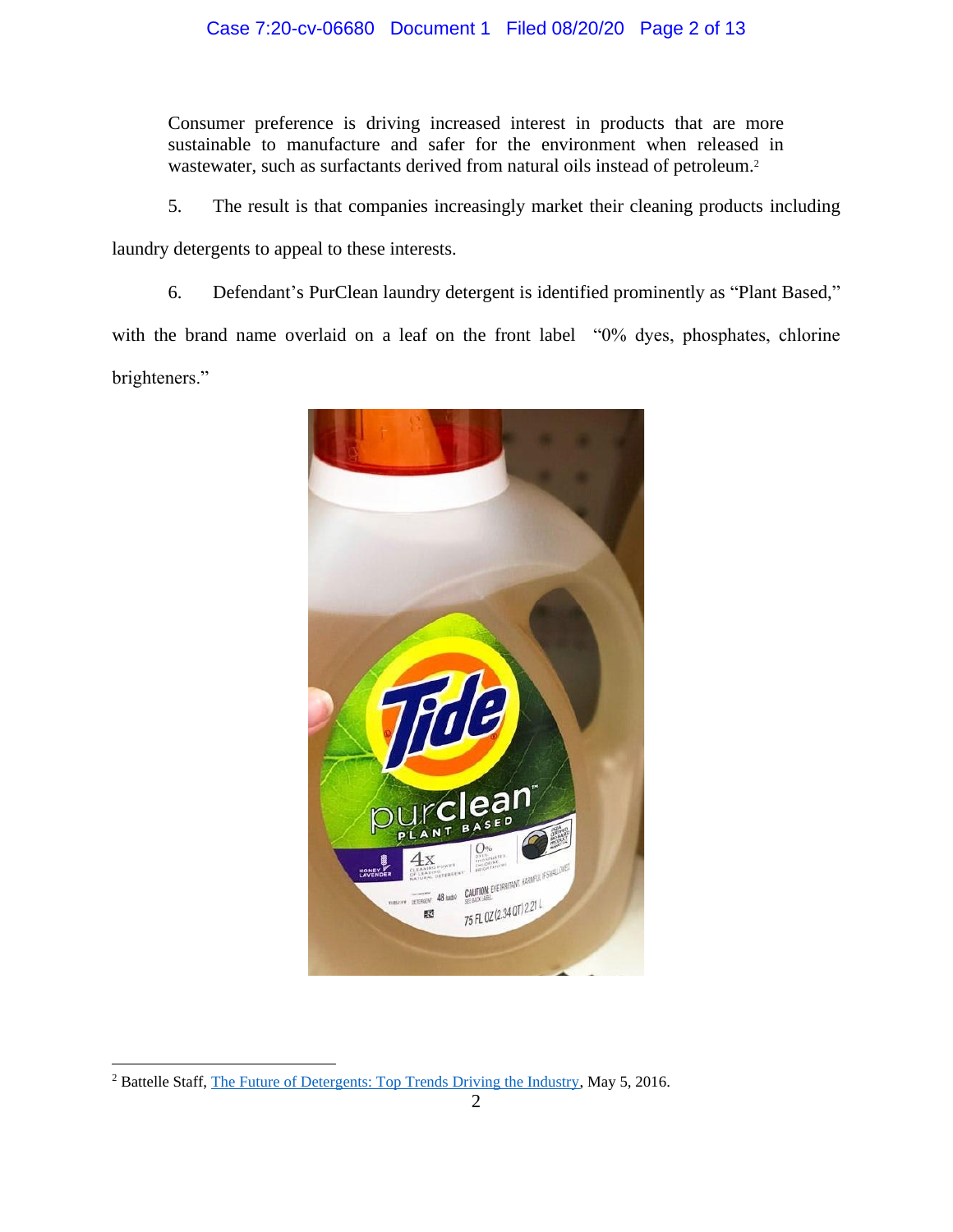Consumer preference is driving increased interest in products that are more sustainable to manufacture and safer for the environment when released in wastewater, such as surfactants derived from natural oils instead of petroleum.[2]

5. The result is that companies increasingly market their cleaning products including laundry detergents to appeal to these interests.

6. Defendant's PurClean laundry detergent is identified prominently as "Plant Based," with the brand name overlaid on a leaf on the front label "0% dyes, phosphates, chlorine brighteners."

[2] Battelle Staff, The Future of Detergents: Top Trends Driving the Industry, May 5, 2016.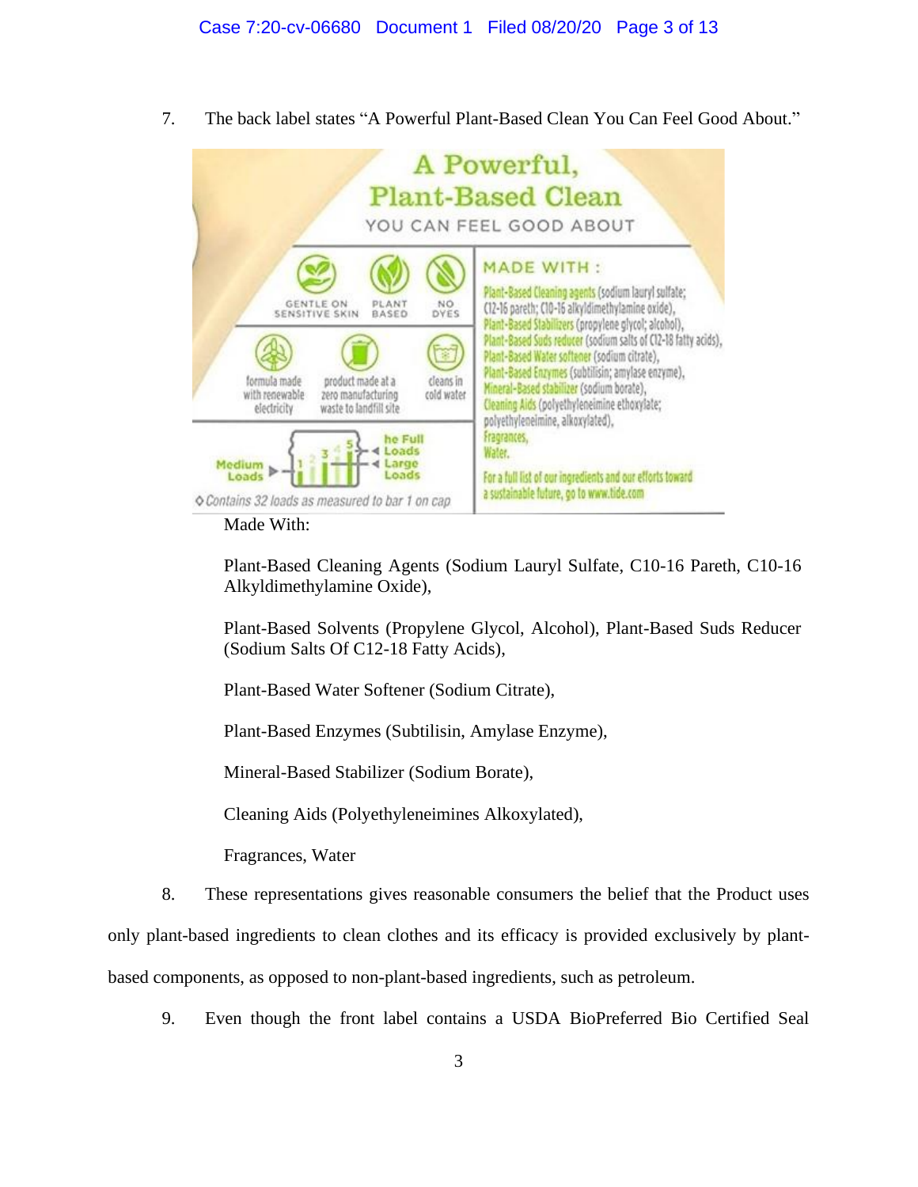7. The back label states "A Powerful Plant-Based Clean You Can Feel Good About."

A Powerful, Plant-Based Clean

YOU CAN FEEL GOOD ABOUT

GENTLE ON SENSITIVE SKIN | PLANT BASED | NO DYES

formula made with renewable electricity | product made at a zero manufacturing waste to landfill site | cleans in cold water

Medium Loads | Large Loads | he Full Loads

◇ Contains 32 loads as measured to bar 1 on cap

MADE WITH:

Plant-Based Cleaning agents (sodium lauryl sulfate; C12-16 pareth; C10-16 alkyldimethylamine oxide), Plant-Based Stabilizers (propylene glycol; alcohol), Plant-Based Suds reducer (sodium salts of C12-18 fatty acids), Plant-Based Water softener (sodium citrate), Plant-Based Enzymes (subtilisin; amylase enzyme), Mineral-Based stabilizer (sodium borate), Cleaning Aids (polyethyleneimine ethoxylate; polyethyleneimine, alkoxylated), Fragrances, Water.

For a full list of our ingredients and our efforts toward a sustainable future, go to www.tide.com

Made With:

Plant-Based Cleaning Agents (Sodium Lauryl Sulfate, C10-16 Pareth, C10-16 Alkyldimethylamine Oxide),

Plant-Based Solvents (Propylene Glycol, Alcohol), Plant-Based Suds Reducer (Sodium Salts Of C12-18 Fatty Acids),

Plant-Based Water Softener (Sodium Citrate),

Plant-Based Enzymes (Subtilisin, Amylase Enzyme),

Mineral-Based Stabilizer (Sodium Borate),

Cleaning Aids (Polyethyleneimines Alkoxylated),

Fragrances, Water

8. These representations gives reasonable consumers the belief that the Product uses only plant-based ingredients to clean clothes and its efficacy is provided exclusively by plant-based components, as opposed to non-plant-based ingredients, such as petroleum.

9. Even though the front label contains a USDA BioPreferred Bio Certified Seal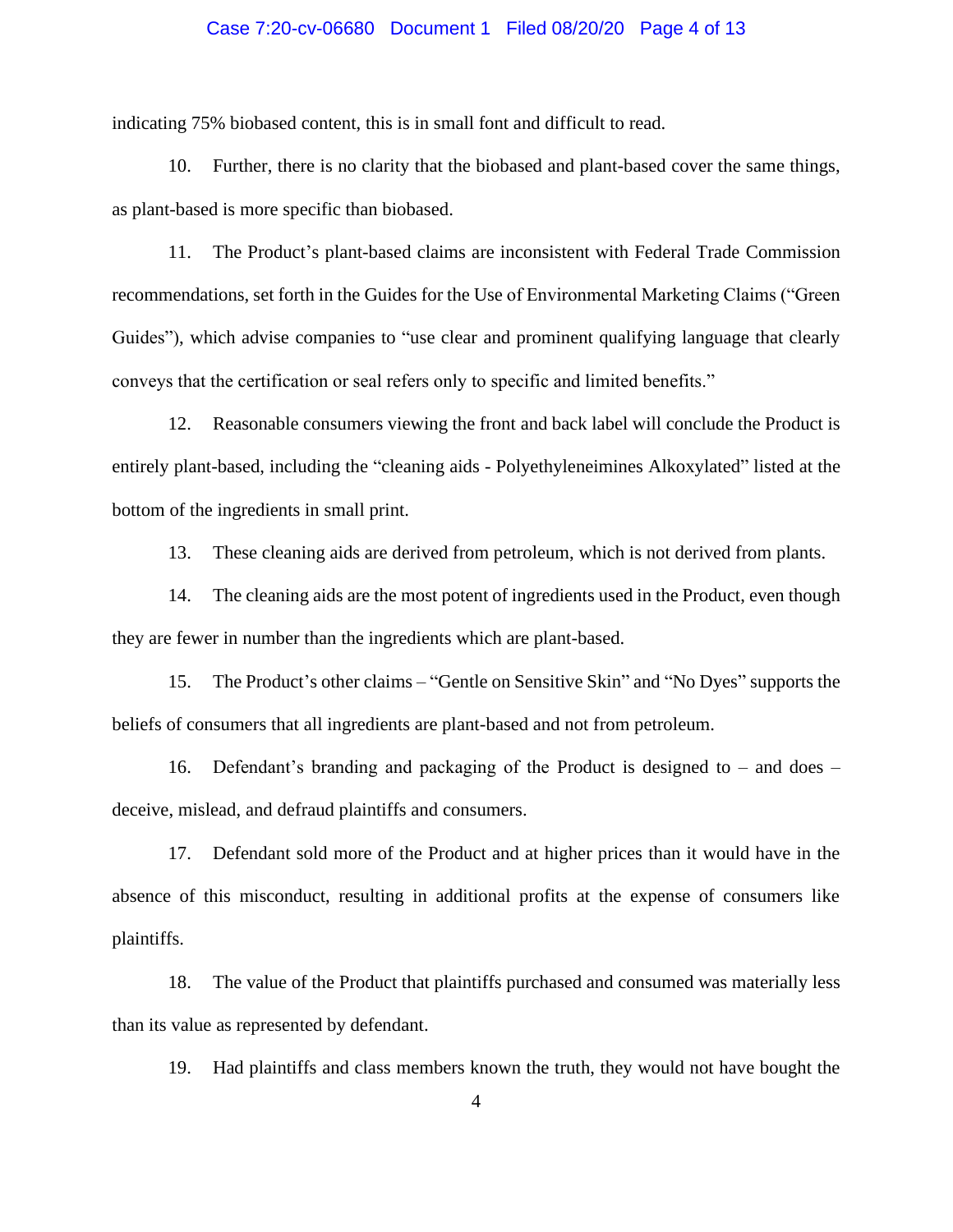indicating 75% biobased content, this is in small font and difficult to read.

10. Further, there is no clarity that the biobased and plant-based cover the same things, as plant-based is more specific than biobased.

11. The Product's plant-based claims are inconsistent with Federal Trade Commission recommendations, set forth in the Guides for the Use of Environmental Marketing Claims ("Green Guides"), which advise companies to "use clear and prominent qualifying language that clearly conveys that the certification or seal refers only to specific and limited benefits."

12. Reasonable consumers viewing the front and back label will conclude the Product is entirely plant-based, including the "cleaning aids - Polyethyleneimines Alkoxylated" listed at the bottom of the ingredients in small print.

13. These cleaning aids are derived from petroleum, which is not derived from plants.

14. The cleaning aids are the most potent of ingredients used in the Product, even though they are fewer in number than the ingredients which are plant-based.

15. The Product's other claims – "Gentle on Sensitive Skin" and "No Dyes" supports the beliefs of consumers that all ingredients are plant-based and not from petroleum.

16. Defendant's branding and packaging of the Product is designed to – and does – deceive, mislead, and defraud plaintiffs and consumers.

17. Defendant sold more of the Product and at higher prices than it would have in the absence of this misconduct, resulting in additional profits at the expense of consumers like plaintiffs.

18. The value of the Product that plaintiffs purchased and consumed was materially less than its value as represented by defendant.

19. Had plaintiffs and class members known the truth, they would not have bought the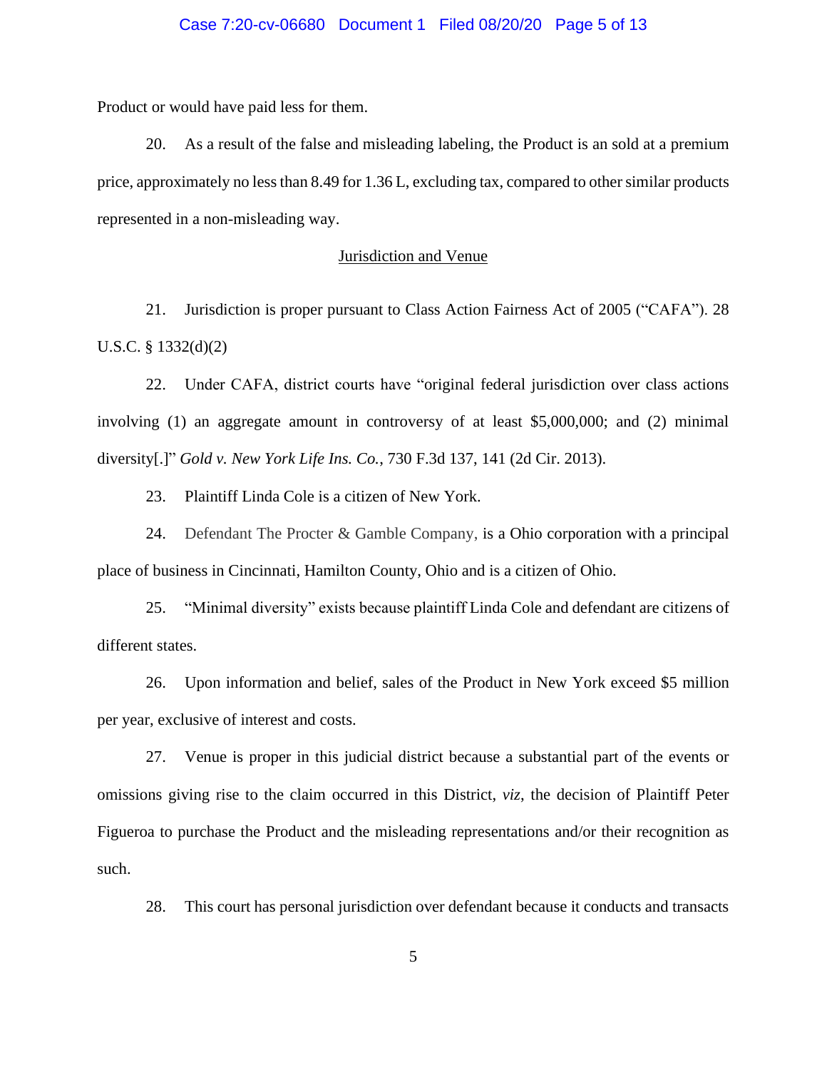Product or would have paid less for them.

20. As a result of the false and misleading labeling, the Product is an sold at a premium price, approximately no less than 8.49 for 1.36 L, excluding tax, compared to other similar products represented in a non-misleading way.

## Jurisdiction and Venue

21. Jurisdiction is proper pursuant to Class Action Fairness Act of 2005 ("CAFA"). 28 U.S.C. § 1332(d)(2)

22. Under CAFA, district courts have "original federal jurisdiction over class actions involving (1) an aggregate amount in controversy of at least $5,000,000; and (2) minimal diversity[.]" *Gold v. New York Life Ins. Co.*, 730 F.3d 137, 141 (2d Cir. 2013).

23. Plaintiff Linda Cole is a citizen of New York.

24. Defendant The Procter & Gamble Company, is a Ohio corporation with a principal place of business in Cincinnati, Hamilton County, Ohio and is a citizen of Ohio.

25. "Minimal diversity" exists because plaintiff Linda Cole and defendant are citizens of different states.

26. Upon information and belief, sales of the Product in New York exceed $5 million per year, exclusive of interest and costs.

27. Venue is proper in this judicial district because a substantial part of the events or omissions giving rise to the claim occurred in this District, *viz*, the decision of Plaintiff Peter Figueroa to purchase the Product and the misleading representations and/or their recognition as such.

28. This court has personal jurisdiction over defendant because it conducts and transacts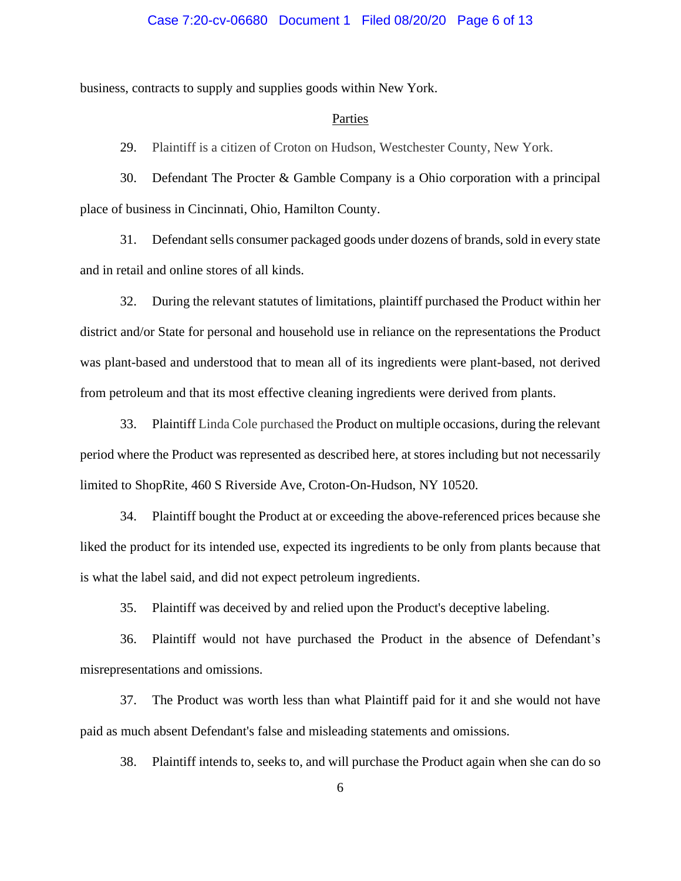business, contracts to supply and supplies goods within New York.

## Parties

29. Plaintiff is a citizen of Croton on Hudson, Westchester County, New York.

30. Defendant The Procter & Gamble Company is a Ohio corporation with a principal place of business in Cincinnati, Ohio, Hamilton County.

31. Defendant sells consumer packaged goods under dozens of brands, sold in every state and in retail and online stores of all kinds.

32. During the relevant statutes of limitations, plaintiff purchased the Product within her district and/or State for personal and household use in reliance on the representations the Product was plant-based and understood that to mean all of its ingredients were plant-based, not derived from petroleum and that its most effective cleaning ingredients were derived from plants.

33. Plaintiff Linda Cole purchased the Product on multiple occasions, during the relevant period where the Product was represented as described here, at stores including but not necessarily limited to ShopRite, 460 S Riverside Ave, Croton-On-Hudson, NY 10520.

34. Plaintiff bought the Product at or exceeding the above-referenced prices because she liked the product for its intended use, expected its ingredients to be only from plants because that is what the label said, and did not expect petroleum ingredients.

35. Plaintiff was deceived by and relied upon the Product's deceptive labeling.

36. Plaintiff would not have purchased the Product in the absence of Defendant's misrepresentations and omissions.

37. The Product was worth less than what Plaintiff paid for it and she would not have paid as much absent Defendant's false and misleading statements and omissions.

38. Plaintiff intends to, seeks to, and will purchase the Product again when she can do so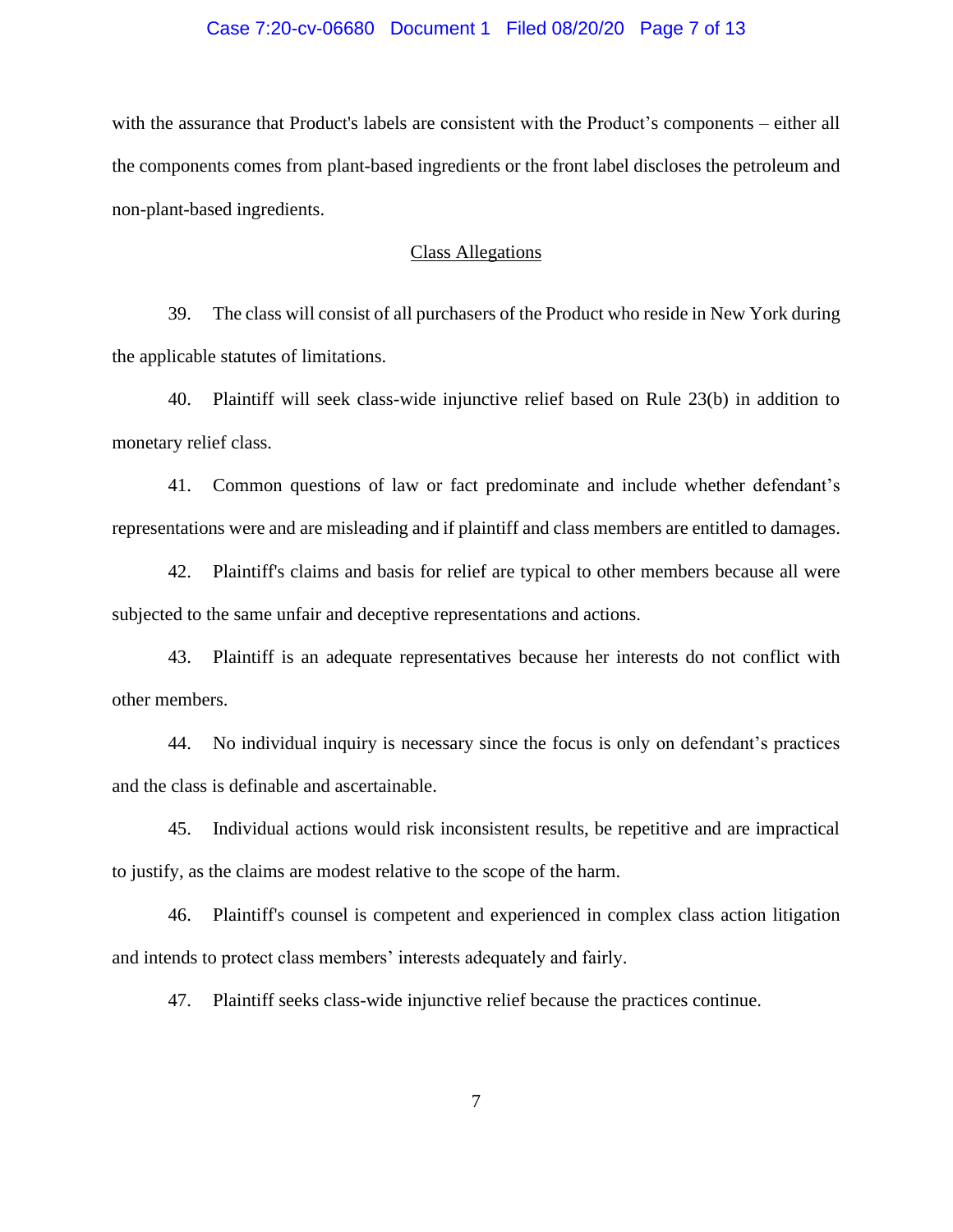with the assurance that Product's labels are consistent with the Product's components – either all the components comes from plant-based ingredients or the front label discloses the petroleum and non-plant-based ingredients.

## Class Allegations

39. The class will consist of all purchasers of the Product who reside in New York during the applicable statutes of limitations.

40. Plaintiff will seek class-wide injunctive relief based on Rule 23(b) in addition to monetary relief class.

41. Common questions of law or fact predominate and include whether defendant's representations were and are misleading and if plaintiff and class members are entitled to damages.

42. Plaintiff's claims and basis for relief are typical to other members because all were subjected to the same unfair and deceptive representations and actions.

43. Plaintiff is an adequate representatives because her interests do not conflict with other members.

44. No individual inquiry is necessary since the focus is only on defendant's practices and the class is definable and ascertainable.

45. Individual actions would risk inconsistent results, be repetitive and are impractical to justify, as the claims are modest relative to the scope of the harm.

46. Plaintiff's counsel is competent and experienced in complex class action litigation and intends to protect class members' interests adequately and fairly.

47. Plaintiff seeks class-wide injunctive relief because the practices continue.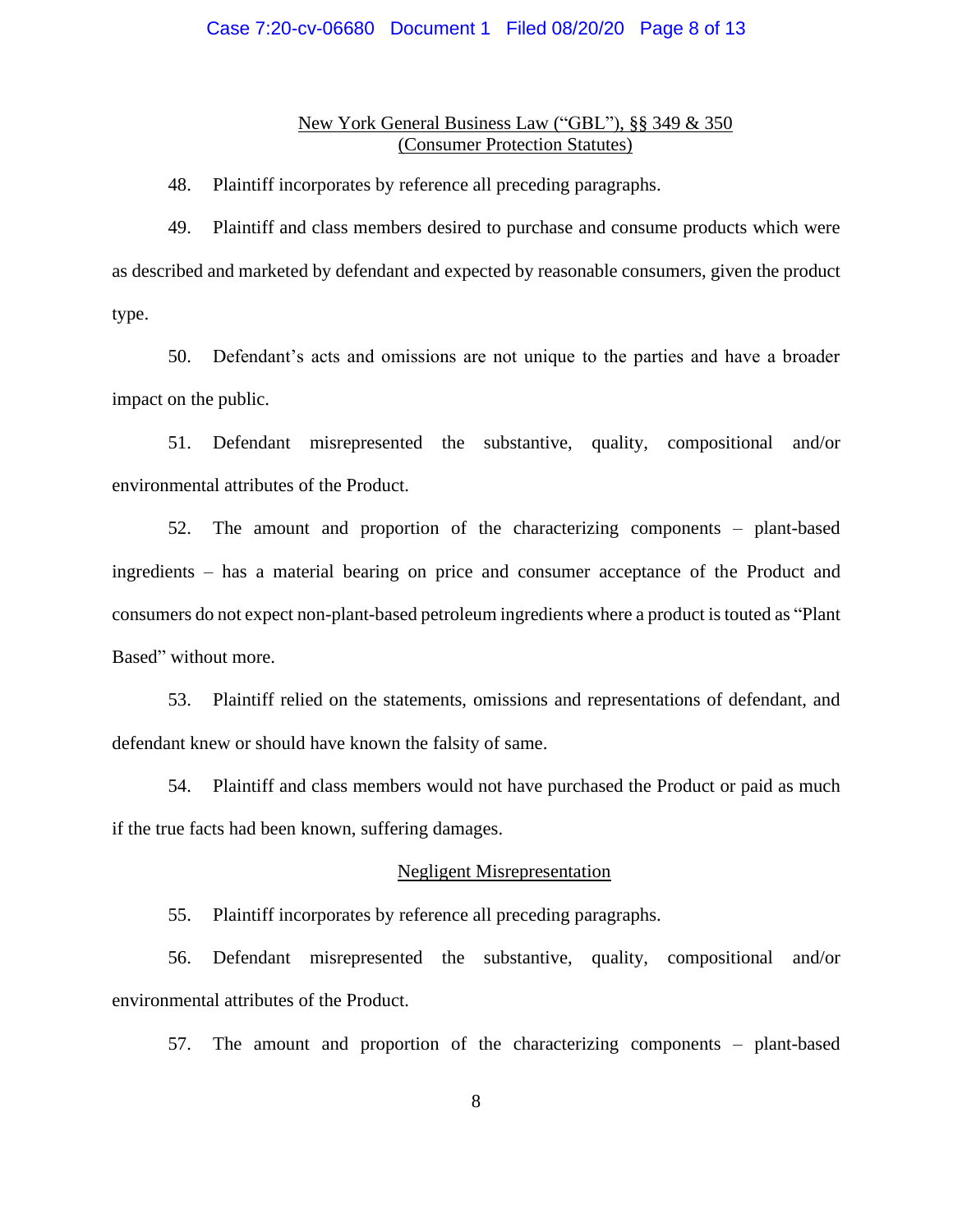<u>New York General Business Law ("GBL"), §§ 349 & 350</u>
<u>(Consumer Protection Statutes)</u>

48. Plaintiff incorporates by reference all preceding paragraphs.

49. Plaintiff and class members desired to purchase and consume products which were as described and marketed by defendant and expected by reasonable consumers, given the product type.

50. Defendant's acts and omissions are not unique to the parties and have a broader impact on the public.

51. Defendant misrepresented the substantive, quality, compositional and/or environmental attributes of the Product.

52. The amount and proportion of the characterizing components – plant-based ingredients – has a material bearing on price and consumer acceptance of the Product and consumers do not expect non-plant-based petroleum ingredients where a product is touted as "Plant Based" without more.

53. Plaintiff relied on the statements, omissions and representations of defendant, and defendant knew or should have known the falsity of same.

54. Plaintiff and class members would not have purchased the Product or paid as much if the true facts had been known, suffering damages.

<u>Negligent Misrepresentation</u>

55. Plaintiff incorporates by reference all preceding paragraphs.

56. Defendant misrepresented the substantive, quality, compositional and/or environmental attributes of the Product.

57. The amount and proportion of the characterizing components – plant-based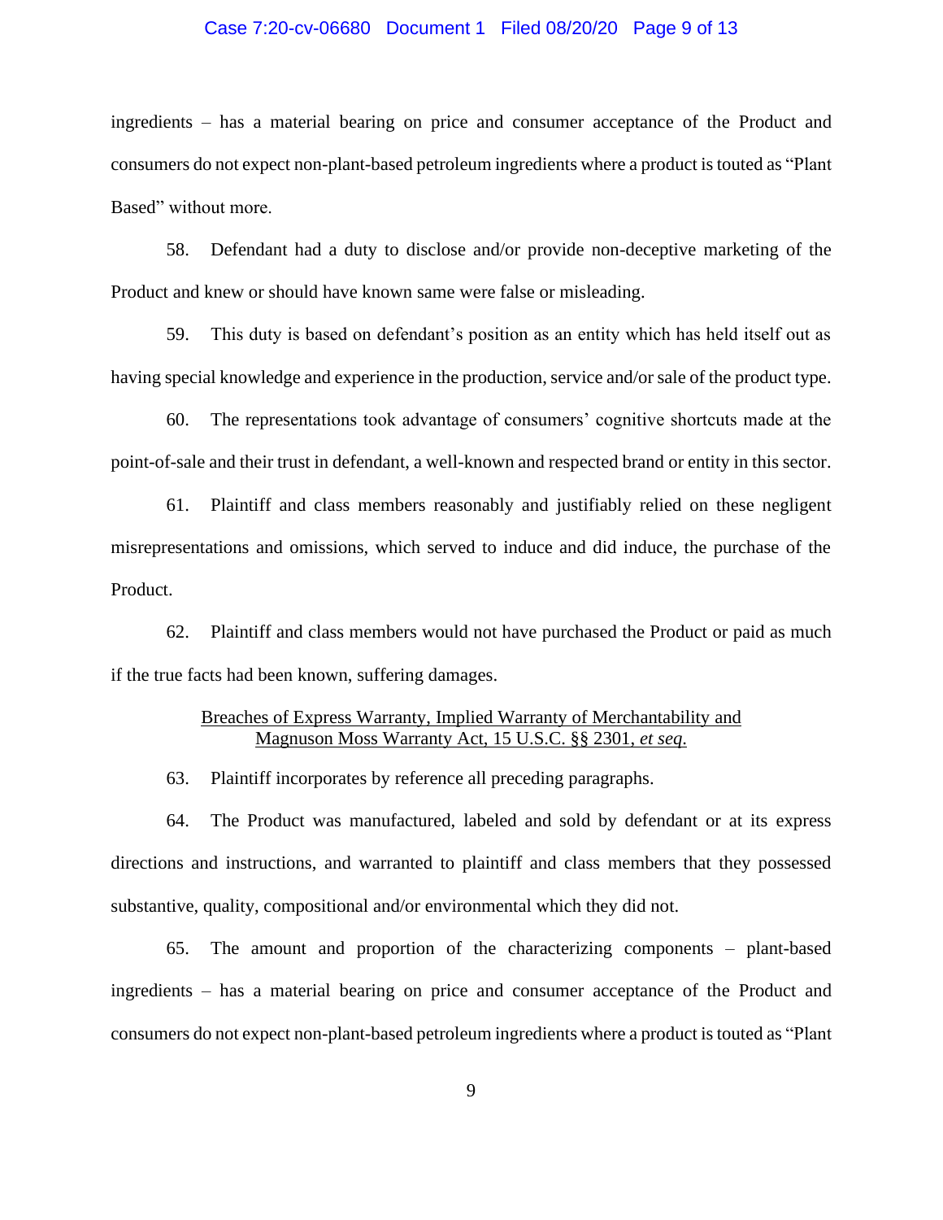ingredients – has a material bearing on price and consumer acceptance of the Product and consumers do not expect non-plant-based petroleum ingredients where a product is touted as "Plant Based" without more.

58. Defendant had a duty to disclose and/or provide non-deceptive marketing of the Product and knew or should have known same were false or misleading.

59. This duty is based on defendant's position as an entity which has held itself out as having special knowledge and experience in the production, service and/or sale of the product type.

60. The representations took advantage of consumers' cognitive shortcuts made at the point-of-sale and their trust in defendant, a well-known and respected brand or entity in this sector.

61. Plaintiff and class members reasonably and justifiably relied on these negligent misrepresentations and omissions, which served to induce and did induce, the purchase of the Product.

62. Plaintiff and class members would not have purchased the Product or paid as much if the true facts had been known, suffering damages.

<u>Breaches of Express Warranty, Implied Warranty of Merchantability and Magnuson Moss Warranty Act, 15 U.S.C. §§ 2301, *et seq*.</u>

63. Plaintiff incorporates by reference all preceding paragraphs.

64. The Product was manufactured, labeled and sold by defendant or at its express directions and instructions, and warranted to plaintiff and class members that they possessed substantive, quality, compositional and/or environmental which they did not.

65. The amount and proportion of the characterizing components – plant-based ingredients – has a material bearing on price and consumer acceptance of the Product and consumers do not expect non-plant-based petroleum ingredients where a product is touted as "Plant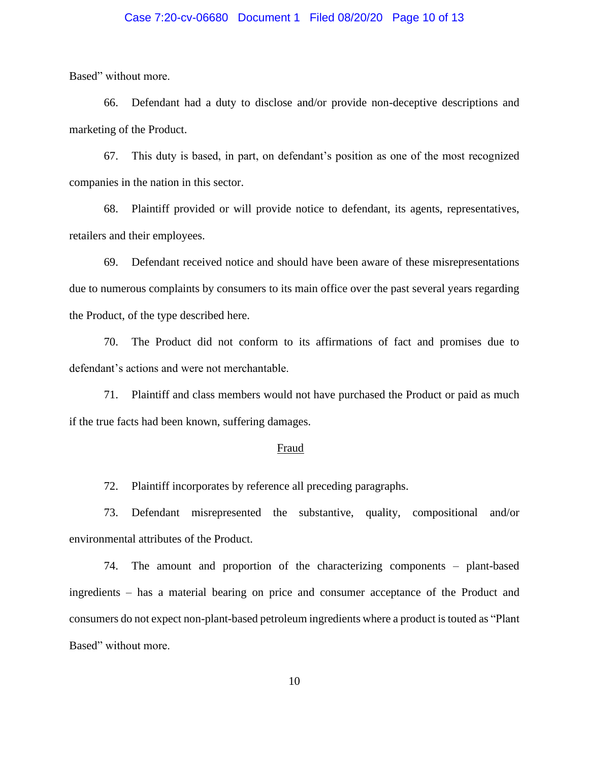Based" without more.

66. Defendant had a duty to disclose and/or provide non-deceptive descriptions and marketing of the Product.

67. This duty is based, in part, on defendant's position as one of the most recognized companies in the nation in this sector.

68. Plaintiff provided or will provide notice to defendant, its agents, representatives, retailers and their employees.

69. Defendant received notice and should have been aware of these misrepresentations due to numerous complaints by consumers to its main office over the past several years regarding the Product, of the type described here.

70. The Product did not conform to its affirmations of fact and promises due to defendant's actions and were not merchantable.

71. Plaintiff and class members would not have purchased the Product or paid as much if the true facts had been known, suffering damages.

<u>Fraud</u>

72. Plaintiff incorporates by reference all preceding paragraphs.

73. Defendant misrepresented the substantive, quality, compositional and/or environmental attributes of the Product.

74. The amount and proportion of the characterizing components – plant-based ingredients – has a material bearing on price and consumer acceptance of the Product and consumers do not expect non-plant-based petroleum ingredients where a product is touted as "Plant Based" without more.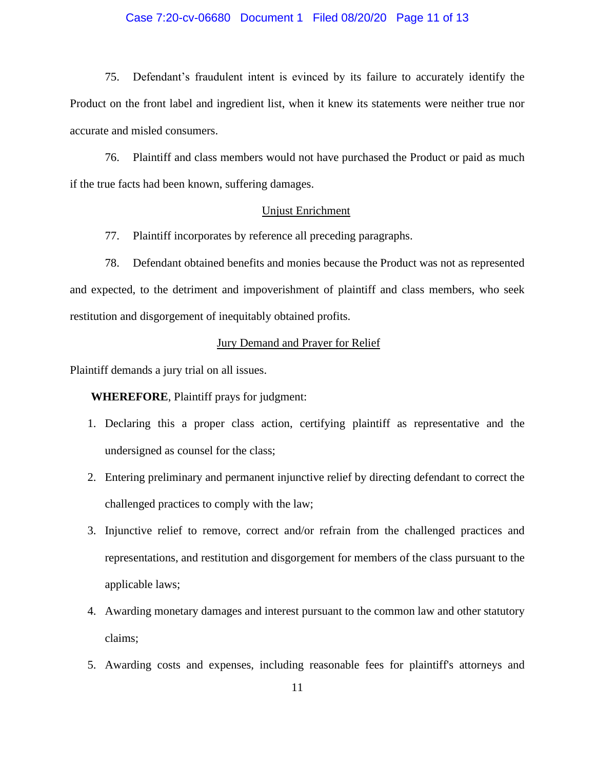75. Defendant's fraudulent intent is evinced by its failure to accurately identify the Product on the front label and ingredient list, when it knew its statements were neither true nor accurate and misled consumers.

76. Plaintiff and class members would not have purchased the Product or paid as much if the true facts had been known, suffering damages.

## Unjust Enrichment

77. Plaintiff incorporates by reference all preceding paragraphs.

78. Defendant obtained benefits and monies because the Product was not as represented and expected, to the detriment and impoverishment of plaintiff and class members, who seek restitution and disgorgement of inequitably obtained profits.

## Jury Demand and Prayer for Relief

Plaintiff demands a jury trial on all issues.

**WHEREFORE**, Plaintiff prays for judgment:

1. Declaring this a proper class action, certifying plaintiff as representative and the undersigned as counsel for the class;
2. Entering preliminary and permanent injunctive relief by directing defendant to correct the challenged practices to comply with the law;
3. Injunctive relief to remove, correct and/or refrain from the challenged practices and representations, and restitution and disgorgement for members of the class pursuant to the applicable laws;
4. Awarding monetary damages and interest pursuant to the common law and other statutory claims;
5. Awarding costs and expenses, including reasonable fees for plaintiff's attorneys and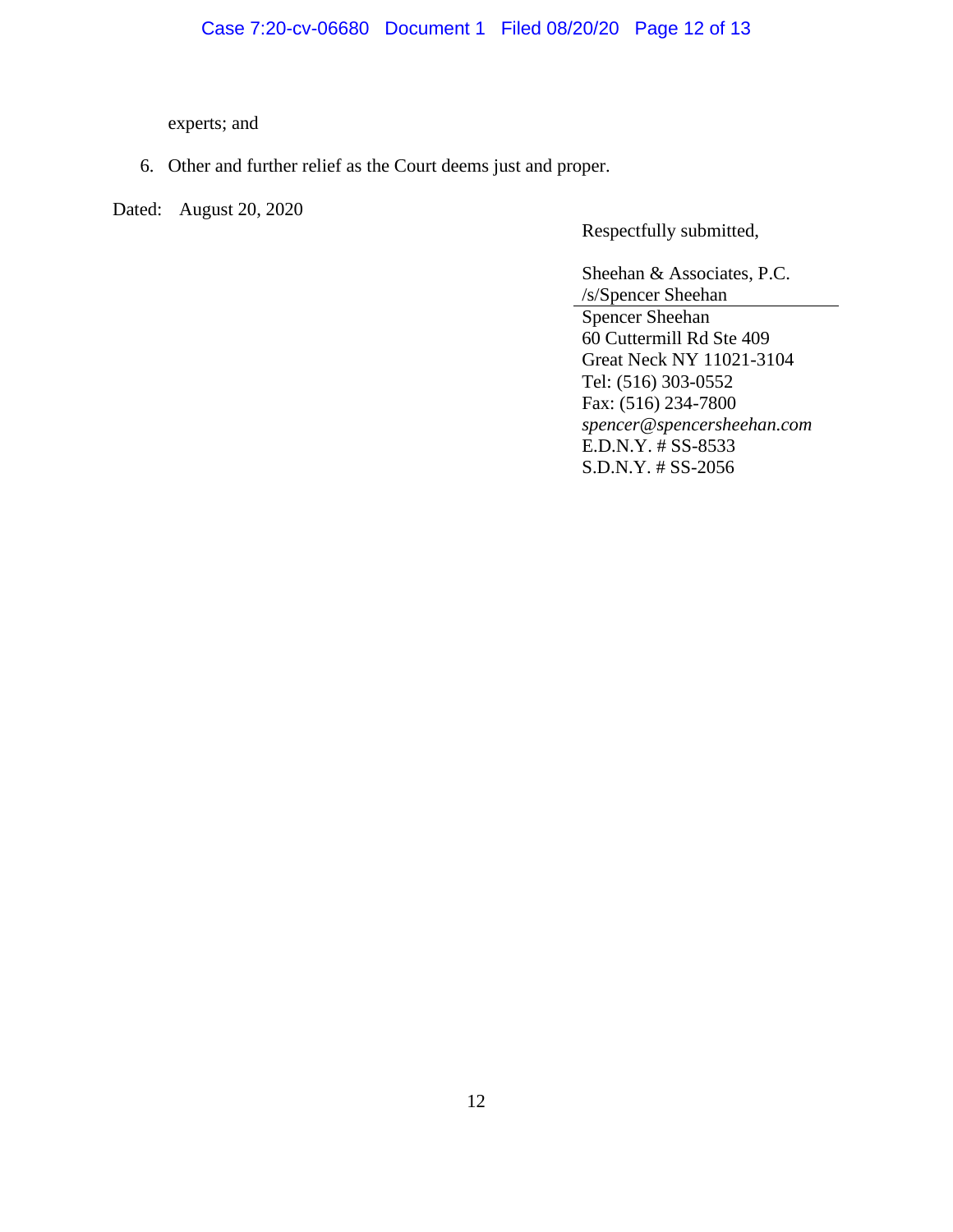experts; and

6. Other and further relief as the Court deems just and proper.

Dated: August 20, 2020

Respectfully submitted,

Sheehan & Associates, P.C.
/s/Spencer Sheehan

Spencer Sheehan
60 Cuttermill Rd Ste 409
Great Neck NY 11021-3104
Tel: (516) 303-0552
Fax: (516) 234-7800
*spencer@spencersheehan.com*
E.D.N.Y. # SS-8533
S.D.N.Y. # SS-2056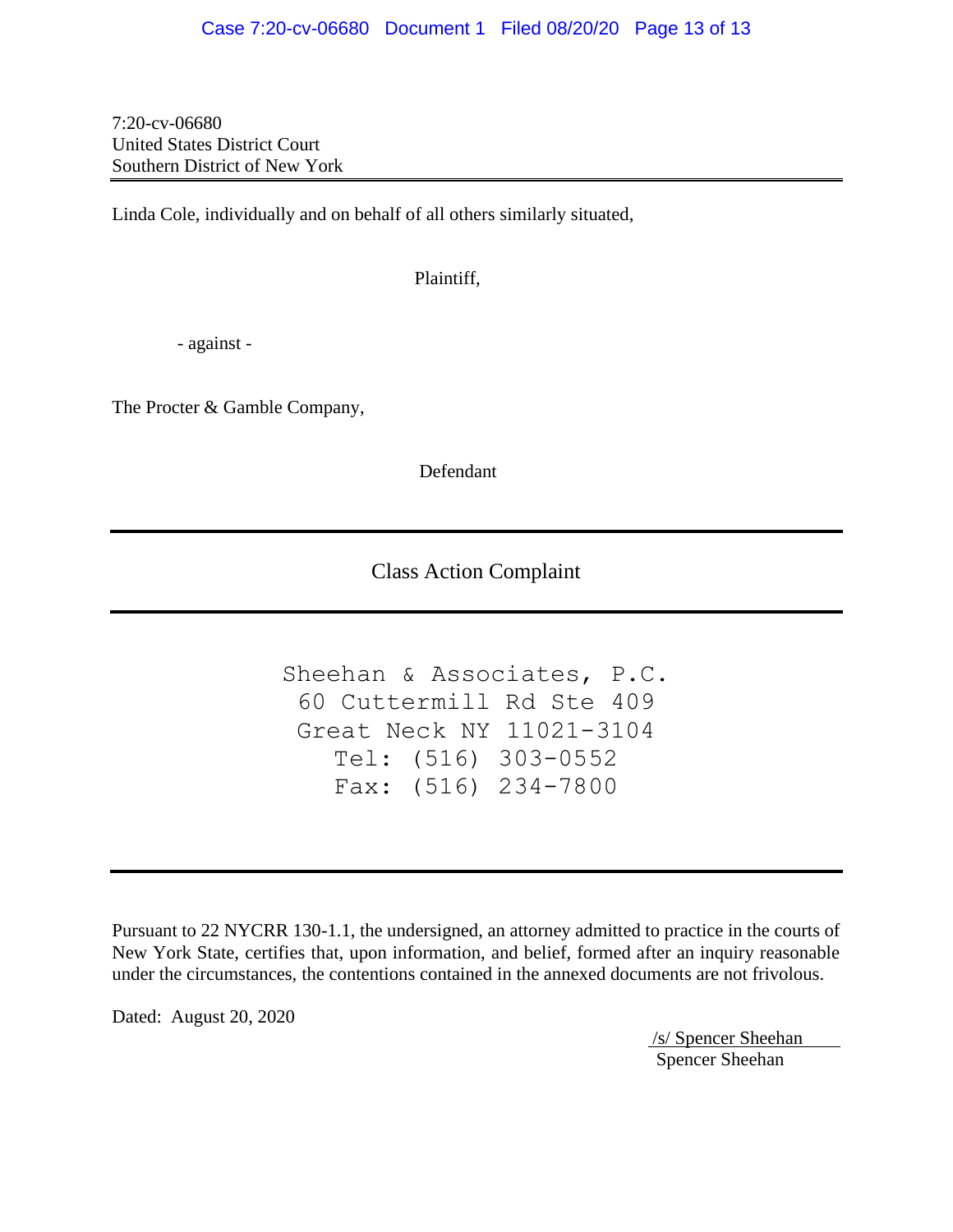7:20-cv-06680
United States District Court
Southern District of New York

---

Linda Cole, individually and on behalf of all others similarly situated,

Plaintiff,

- against -

The Procter & Gamble Company,

Defendant

---

Class Action Complaint

---

Sheehan & Associates, P.C.
60 Cuttermill Rd Ste 409
Great Neck NY 11021-3104
Tel: (516) 303-0552
Fax: (516) 234-7800

---

Pursuant to 22 NYCRR 130-1.1, the undersigned, an attorney admitted to practice in the courts of New York State, certifies that, upon information, and belief, formed after an inquiry reasonable under the circumstances, the contentions contained in the annexed documents are not frivolous.

Dated: August 20, 2020

/s/ Spencer Sheehan
Spencer Sheehan